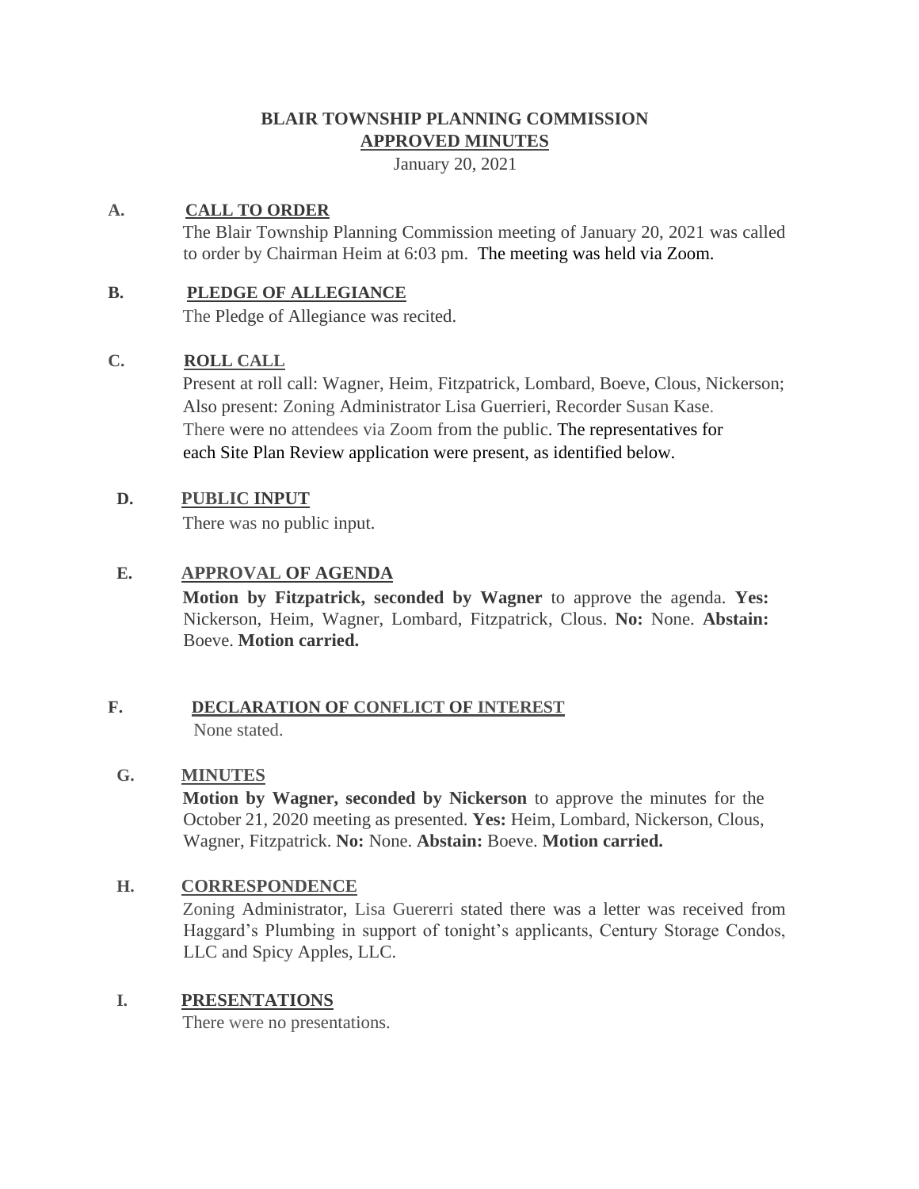# BLAIR TOWNSHIP PLANNING COMMISSION
## APPROVED MINUTES

January 20, 2021

**A. CALL TO ORDER**

The Blair Township Planning Commission meeting of January 20, 2021 was called to order by Chairman Heim at 6:03 pm. The meeting was held via Zoom.

**B. PLEDGE OF ALLEGIANCE**

The Pledge of Allegiance was recited.

**C. ROLL CALL**

Present at roll call: Wagner, Heim, Fitzpatrick, Lombard, Boeve, Clous, Nickerson; Also present: Zoning Administrator Lisa Guerrieri, Recorder Susan Kase. There were no attendees via Zoom from the public. The representatives for each Site Plan Review application were present, as identified below.

**D. PUBLIC INPUT**

There was no public input.

**E. APPROVAL OF AGENDA**

**Motion by Fitzpatrick, seconded by Wagner** to approve the agenda. **Yes:** Nickerson, Heim, Wagner, Lombard, Fitzpatrick, Clous. **No:** None. **Abstain:** Boeve. **Motion carried.**

**F. DECLARATION OF CONFLICT OF INTEREST**

None stated.

**G. MINUTES**

**Motion by Wagner, seconded by Nickerson** to approve the minutes for the October 21, 2020 meeting as presented. **Yes:** Heim, Lombard, Nickerson, Clous, Wagner, Fitzpatrick. **No:** None. **Abstain:** Boeve. **Motion carried.**

**H. CORRESPONDENCE**

Zoning Administrator, Lisa Guererri stated there was a letter was received from Haggard's Plumbing in support of tonight's applicants, Century Storage Condos, LLC and Spicy Apples, LLC.

**I. PRESENTATIONS**

There were no presentations.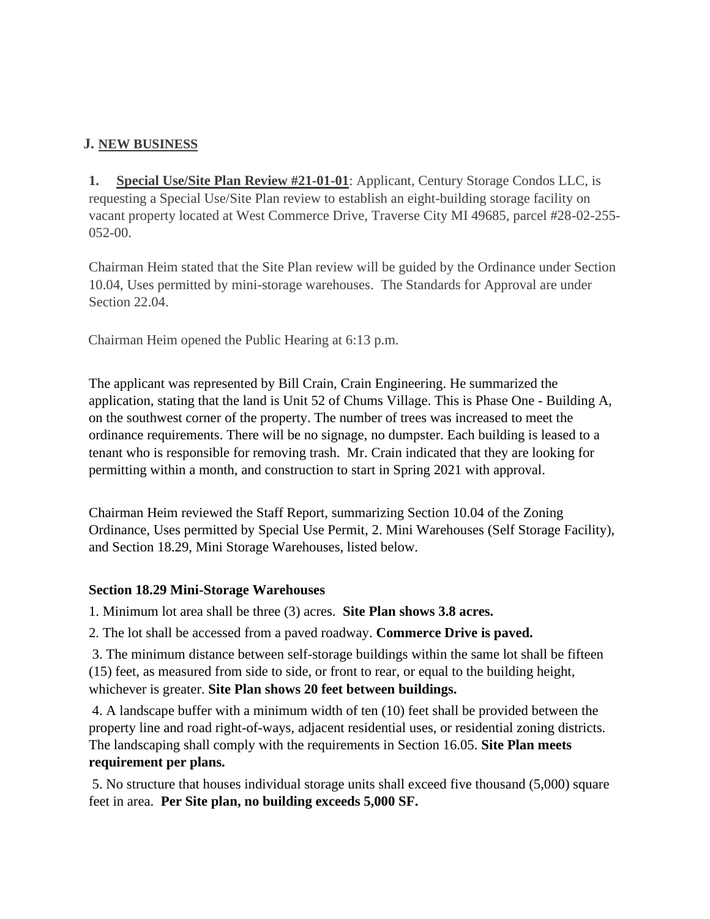## J. NEW BUSINESS

**1. Special Use/Site Plan Review #21-01-01**: Applicant, Century Storage Condos LLC, is requesting a Special Use/Site Plan review to establish an eight-building storage facility on vacant property located at West Commerce Drive, Traverse City MI 49685, parcel #28-02-255-052-00.

Chairman Heim stated that the Site Plan review will be guided by the Ordinance under Section 10.04, Uses permitted by mini-storage warehouses. The Standards for Approval are under Section 22.04.

Chairman Heim opened the Public Hearing at 6:13 p.m.

The applicant was represented by Bill Crain, Crain Engineering. He summarized the application, stating that the land is Unit 52 of Chums Village. This is Phase One - Building A, on the southwest corner of the property. The number of trees was increased to meet the ordinance requirements. There will be no signage, no dumpster. Each building is leased to a tenant who is responsible for removing trash. Mr. Crain indicated that they are looking for permitting within a month, and construction to start in Spring 2021 with approval.

Chairman Heim reviewed the Staff Report, summarizing Section 10.04 of the Zoning Ordinance, Uses permitted by Special Use Permit, 2. Mini Warehouses (Self Storage Facility), and Section 18.29, Mini Storage Warehouses, listed below.

**Section 18.29 Mini-Storage Warehouses**

1. Minimum lot area shall be three (3) acres. **Site Plan shows 3.8 acres.**

2. The lot shall be accessed from a paved roadway. **Commerce Drive is paved.**

3. The minimum distance between self-storage buildings within the same lot shall be fifteen (15) feet, as measured from side to side, or front to rear, or equal to the building height, whichever is greater. **Site Plan shows 20 feet between buildings.**

4. A landscape buffer with a minimum width of ten (10) feet shall be provided between the property line and road right-of-ways, adjacent residential uses, or residential zoning districts. The landscaping shall comply with the requirements in Section 16.05. **Site Plan meets requirement per plans.**

5. No structure that houses individual storage units shall exceed five thousand (5,000) square feet in area. **Per Site plan, no building exceeds 5,000 SF.**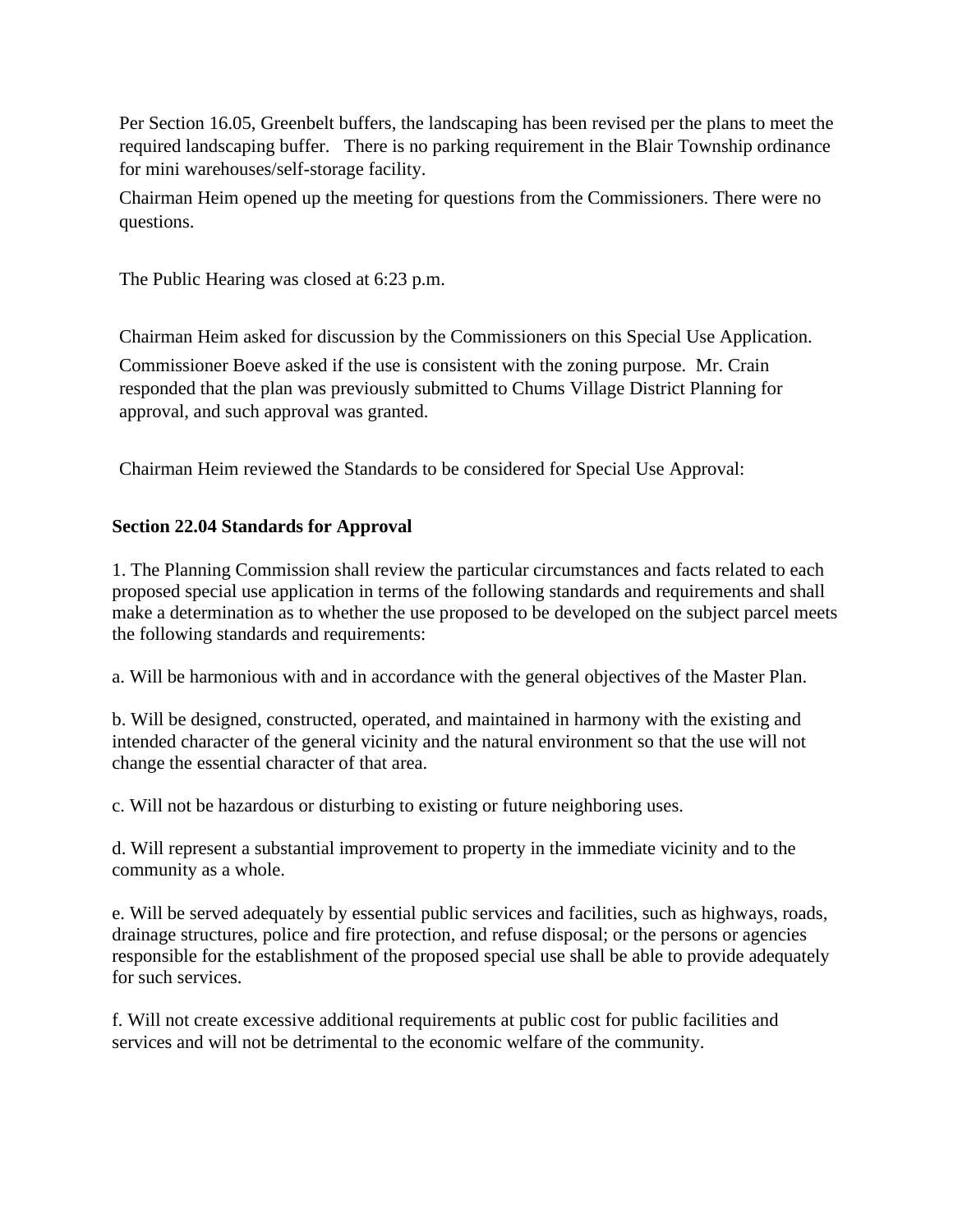Per Section 16.05, Greenbelt buffers, the landscaping has been revised per the plans to meet the required landscaping buffer. There is no parking requirement in the Blair Township ordinance for mini warehouses/self-storage facility.

Chairman Heim opened up the meeting for questions from the Commissioners. There were no questions.

The Public Hearing was closed at 6:23 p.m.

Chairman Heim asked for discussion by the Commissioners on this Special Use Application.

Commissioner Boeve asked if the use is consistent with the zoning purpose. Mr. Crain responded that the plan was previously submitted to Chums Village District Planning for approval, and such approval was granted.

Chairman Heim reviewed the Standards to be considered for Special Use Approval:

**Section 22.04 Standards for Approval**

1. The Planning Commission shall review the particular circumstances and facts related to each proposed special use application in terms of the following standards and requirements and shall make a determination as to whether the use proposed to be developed on the subject parcel meets the following standards and requirements:

a. Will be harmonious with and in accordance with the general objectives of the Master Plan.

b. Will be designed, constructed, operated, and maintained in harmony with the existing and intended character of the general vicinity and the natural environment so that the use will not change the essential character of that area.

c. Will not be hazardous or disturbing to existing or future neighboring uses.

d. Will represent a substantial improvement to property in the immediate vicinity and to the community as a whole.

e. Will be served adequately by essential public services and facilities, such as highways, roads, drainage structures, police and fire protection, and refuse disposal; or the persons or agencies responsible for the establishment of the proposed special use shall be able to provide adequately for such services.

f. Will not create excessive additional requirements at public cost for public facilities and services and will not be detrimental to the economic welfare of the community.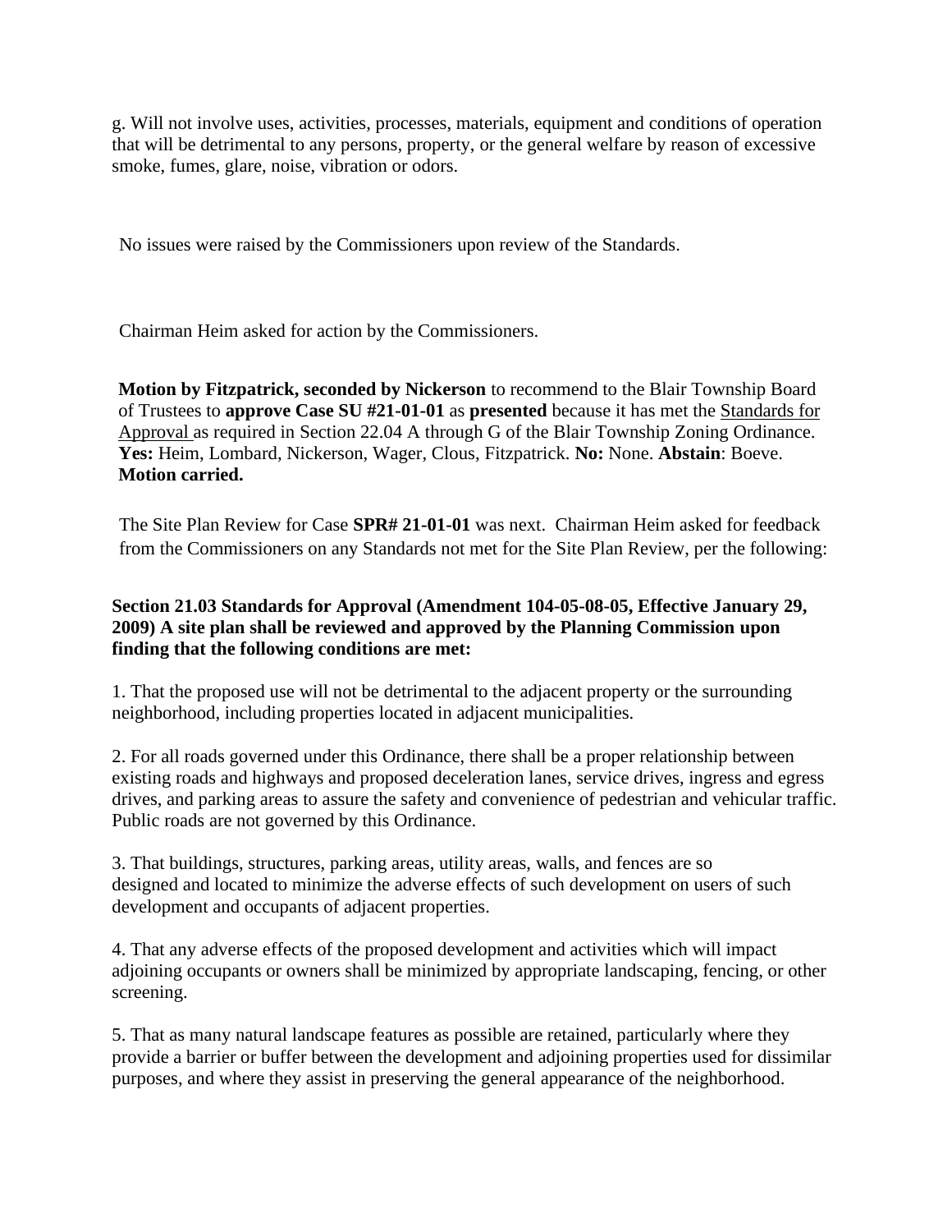g. Will not involve uses, activities, processes, materials, equipment and conditions of operation that will be detrimental to any persons, property, or the general welfare by reason of excessive smoke, fumes, glare, noise, vibration or odors.

No issues were raised by the Commissioners upon review of the Standards.

Chairman Heim asked for action by the Commissioners.

**Motion by Fitzpatrick, seconded by Nickerson** to recommend to the Blair Township Board of Trustees to **approve Case SU #21-01-01** as **presented** because it has met the Standards for Approval as required in Section 22.04 A through G of the Blair Township Zoning Ordinance. **Yes:** Heim, Lombard, Nickerson, Wager, Clous, Fitzpatrick. **No:** None. **Abstain**: Boeve. **Motion carried.**

The Site Plan Review for Case **SPR# 21-01-01** was next. Chairman Heim asked for feedback from the Commissioners on any Standards not met for the Site Plan Review, per the following:

**Section 21.03 Standards for Approval (Amendment 104-05-08-05, Effective January 29, 2009) A site plan shall be reviewed and approved by the Planning Commission upon finding that the following conditions are met:**

1. That the proposed use will not be detrimental to the adjacent property or the surrounding neighborhood, including properties located in adjacent municipalities.

2. For all roads governed under this Ordinance, there shall be a proper relationship between existing roads and highways and proposed deceleration lanes, service drives, ingress and egress drives, and parking areas to assure the safety and convenience of pedestrian and vehicular traffic. Public roads are not governed by this Ordinance.

3. That buildings, structures, parking areas, utility areas, walls, and fences are so designed and located to minimize the adverse effects of such development on users of such development and occupants of adjacent properties.

4. That any adverse effects of the proposed development and activities which will impact adjoining occupants or owners shall be minimized by appropriate landscaping, fencing, or other screening.

5. That as many natural landscape features as possible are retained, particularly where they provide a barrier or buffer between the development and adjoining properties used for dissimilar purposes, and where they assist in preserving the general appearance of the neighborhood.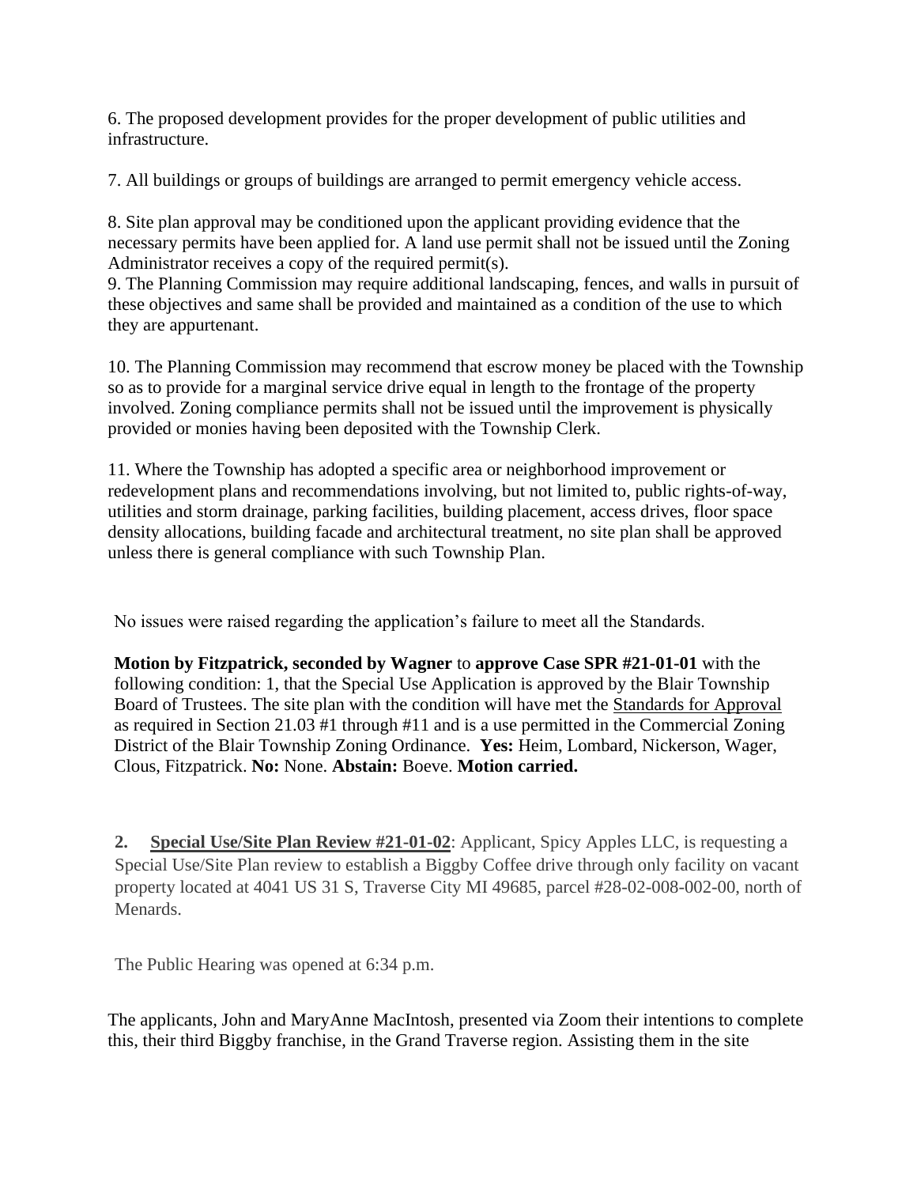6. The proposed development provides for the proper development of public utilities and infrastructure.

7. All buildings or groups of buildings are arranged to permit emergency vehicle access.

8. Site plan approval may be conditioned upon the applicant providing evidence that the necessary permits have been applied for. A land use permit shall not be issued until the Zoning Administrator receives a copy of the required permit(s).

9. The Planning Commission may require additional landscaping, fences, and walls in pursuit of these objectives and same shall be provided and maintained as a condition of the use to which they are appurtenant.

10. The Planning Commission may recommend that escrow money be placed with the Township so as to provide for a marginal service drive equal in length to the frontage of the property involved. Zoning compliance permits shall not be issued until the improvement is physically provided or monies having been deposited with the Township Clerk.

11. Where the Township has adopted a specific area or neighborhood improvement or redevelopment plans and recommendations involving, but not limited to, public rights-of-way, utilities and storm drainage, parking facilities, building placement, access drives, floor space density allocations, building facade and architectural treatment, no site plan shall be approved unless there is general compliance with such Township Plan.

No issues were raised regarding the application's failure to meet all the Standards.

**Motion by Fitzpatrick, seconded by Wagner** to **approve Case SPR #21-01-01** with the following condition: 1, that the Special Use Application is approved by the Blair Township Board of Trustees. The site plan with the condition will have met the Standards for Approval as required in Section 21.03 #1 through #11 and is a use permitted in the Commercial Zoning District of the Blair Township Zoning Ordinance. **Yes:** Heim, Lombard, Nickerson, Wager, Clous, Fitzpatrick. **No:** None. **Abstain:** Boeve. **Motion carried.**

**2. Special Use/Site Plan Review #21-01-02**: Applicant, Spicy Apples LLC, is requesting a Special Use/Site Plan review to establish a Biggby Coffee drive through only facility on vacant property located at 4041 US 31 S, Traverse City MI 49685, parcel #28-02-008-002-00, north of Menards.

The Public Hearing was opened at 6:34 p.m.

The applicants, John and MaryAnne MacIntosh, presented via Zoom their intentions to complete this, their third Biggby franchise, in the Grand Traverse region. Assisting them in the site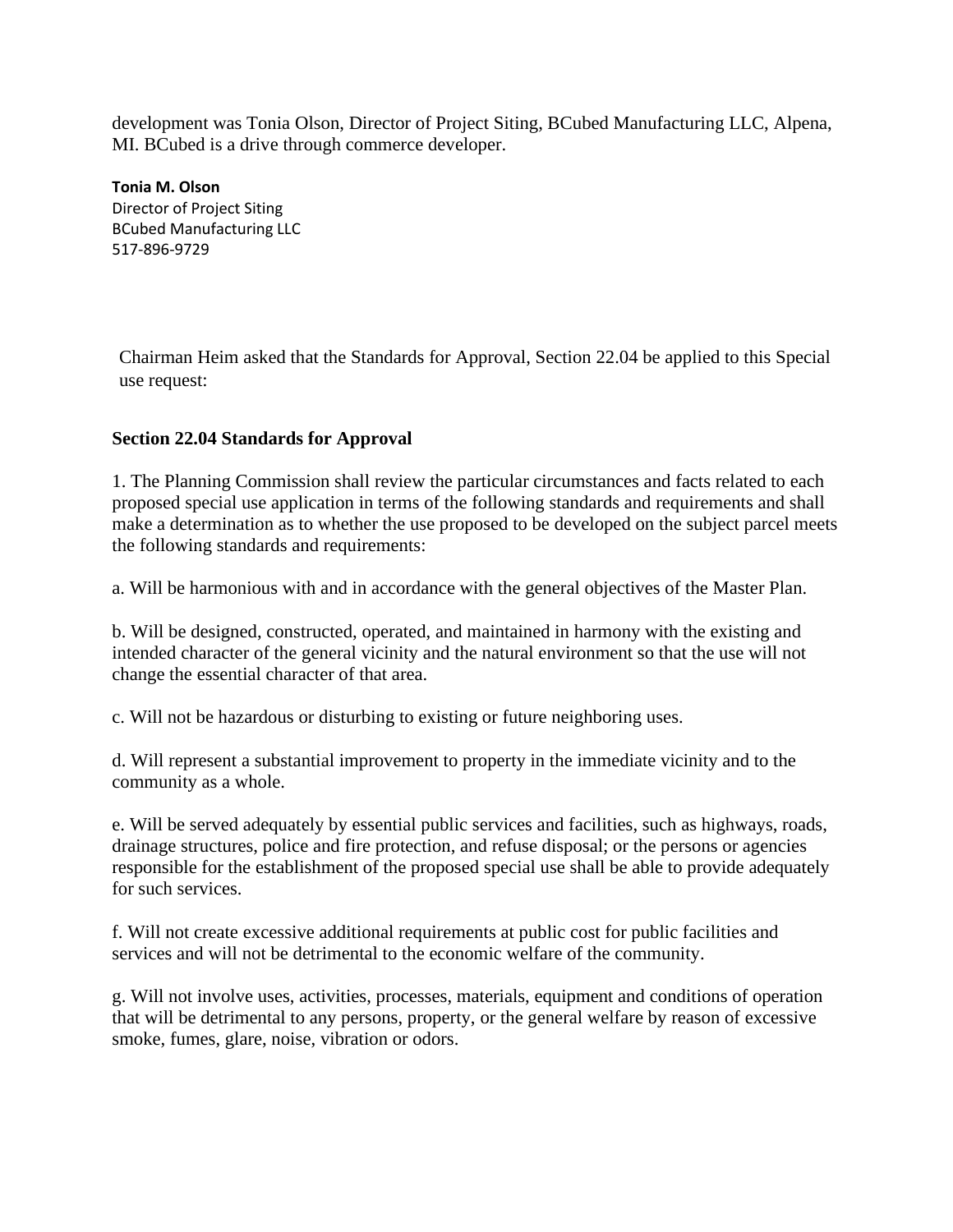development was Tonia Olson, Director of Project Siting, BCubed Manufacturing LLC, Alpena, MI. BCubed is a drive through commerce developer.

**Tonia M. Olson**
Director of Project Siting
BCubed Manufacturing LLC
517-896-9729

Chairman Heim asked that the Standards for Approval, Section 22.04 be applied to this Special use request:

**Section 22.04 Standards for Approval**

1. The Planning Commission shall review the particular circumstances and facts related to each proposed special use application in terms of the following standards and requirements and shall make a determination as to whether the use proposed to be developed on the subject parcel meets the following standards and requirements:

a. Will be harmonious with and in accordance with the general objectives of the Master Plan.

b. Will be designed, constructed, operated, and maintained in harmony with the existing and intended character of the general vicinity and the natural environment so that the use will not change the essential character of that area.

c. Will not be hazardous or disturbing to existing or future neighboring uses.

d. Will represent a substantial improvement to property in the immediate vicinity and to the community as a whole.

e. Will be served adequately by essential public services and facilities, such as highways, roads, drainage structures, police and fire protection, and refuse disposal; or the persons or agencies responsible for the establishment of the proposed special use shall be able to provide adequately for such services.

f. Will not create excessive additional requirements at public cost for public facilities and services and will not be detrimental to the economic welfare of the community.

g. Will not involve uses, activities, processes, materials, equipment and conditions of operation that will be detrimental to any persons, property, or the general welfare by reason of excessive smoke, fumes, glare, noise, vibration or odors.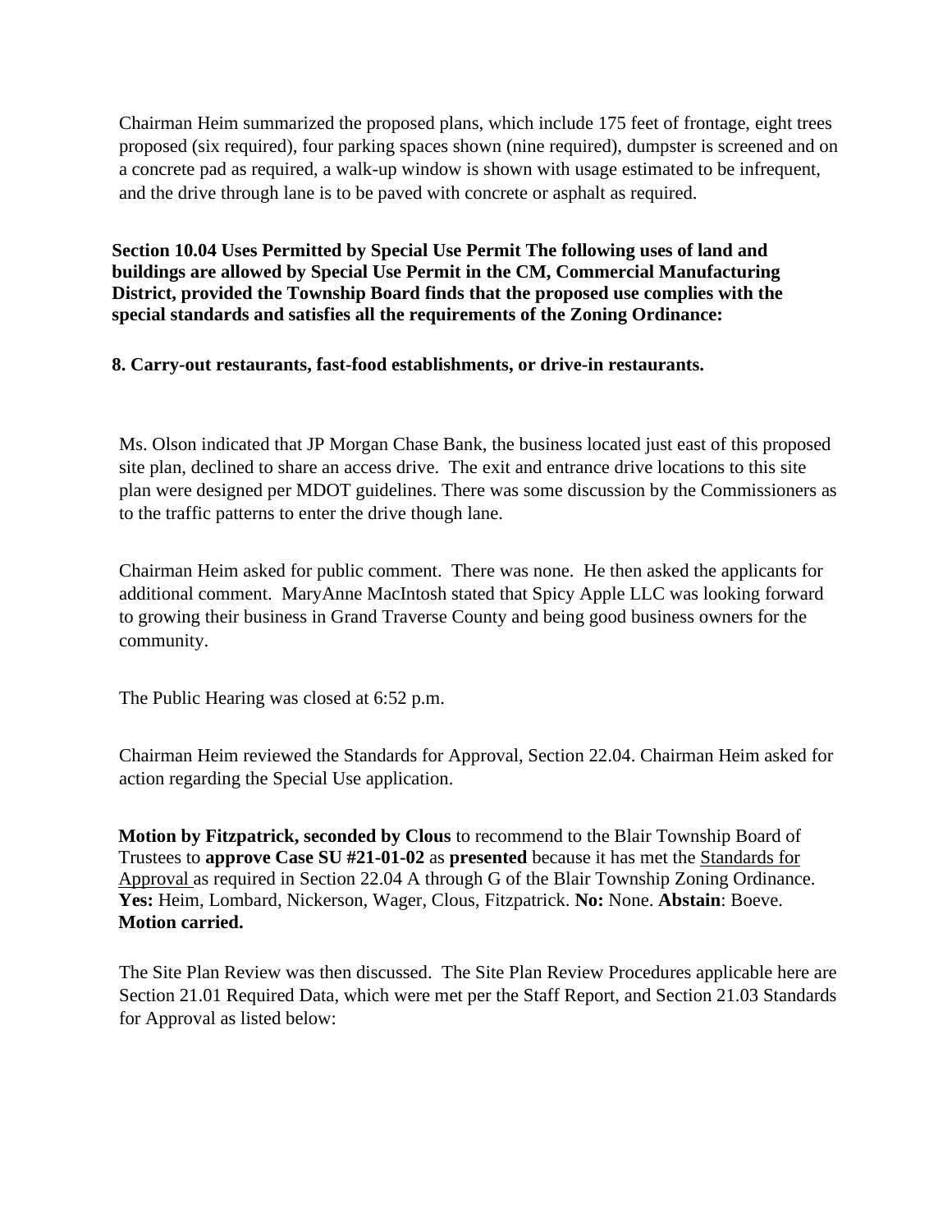Chairman Heim summarized the proposed plans, which include 175 feet of frontage, eight trees proposed (six required), four parking spaces shown (nine required), dumpster is screened and on a concrete pad as required, a walk-up window is shown with usage estimated to be infrequent, and the drive through lane is to be paved with concrete or asphalt as required.

**Section 10.04 Uses Permitted by Special Use Permit The following uses of land and buildings are allowed by Special Use Permit in the CM, Commercial Manufacturing District, provided the Township Board finds that the proposed use complies with the special standards and satisfies all the requirements of the Zoning Ordinance:**

**8. Carry-out restaurants, fast-food establishments, or drive-in restaurants.**

Ms. Olson indicated that JP Morgan Chase Bank, the business located just east of this proposed site plan, declined to share an access drive. The exit and entrance drive locations to this site plan were designed per MDOT guidelines. There was some discussion by the Commissioners as to the traffic patterns to enter the drive though lane.

Chairman Heim asked for public comment. There was none. He then asked the applicants for additional comment. MaryAnne MacIntosh stated that Spicy Apple LLC was looking forward to growing their business in Grand Traverse County and being good business owners for the community.

The Public Hearing was closed at 6:52 p.m.

Chairman Heim reviewed the Standards for Approval, Section 22.04. Chairman Heim asked for action regarding the Special Use application.

**Motion by Fitzpatrick, seconded by Clous** to recommend to the Blair Township Board of Trustees to **approve Case SU #21-01-02** as **presented** because it has met the Standards for Approval as required in Section 22.04 A through G of the Blair Township Zoning Ordinance. **Yes:** Heim, Lombard, Nickerson, Wager, Clous, Fitzpatrick. **No:** None. **Abstain**: Boeve. **Motion carried.**

The Site Plan Review was then discussed. The Site Plan Review Procedures applicable here are Section 21.01 Required Data, which were met per the Staff Report, and Section 21.03 Standards for Approval as listed below: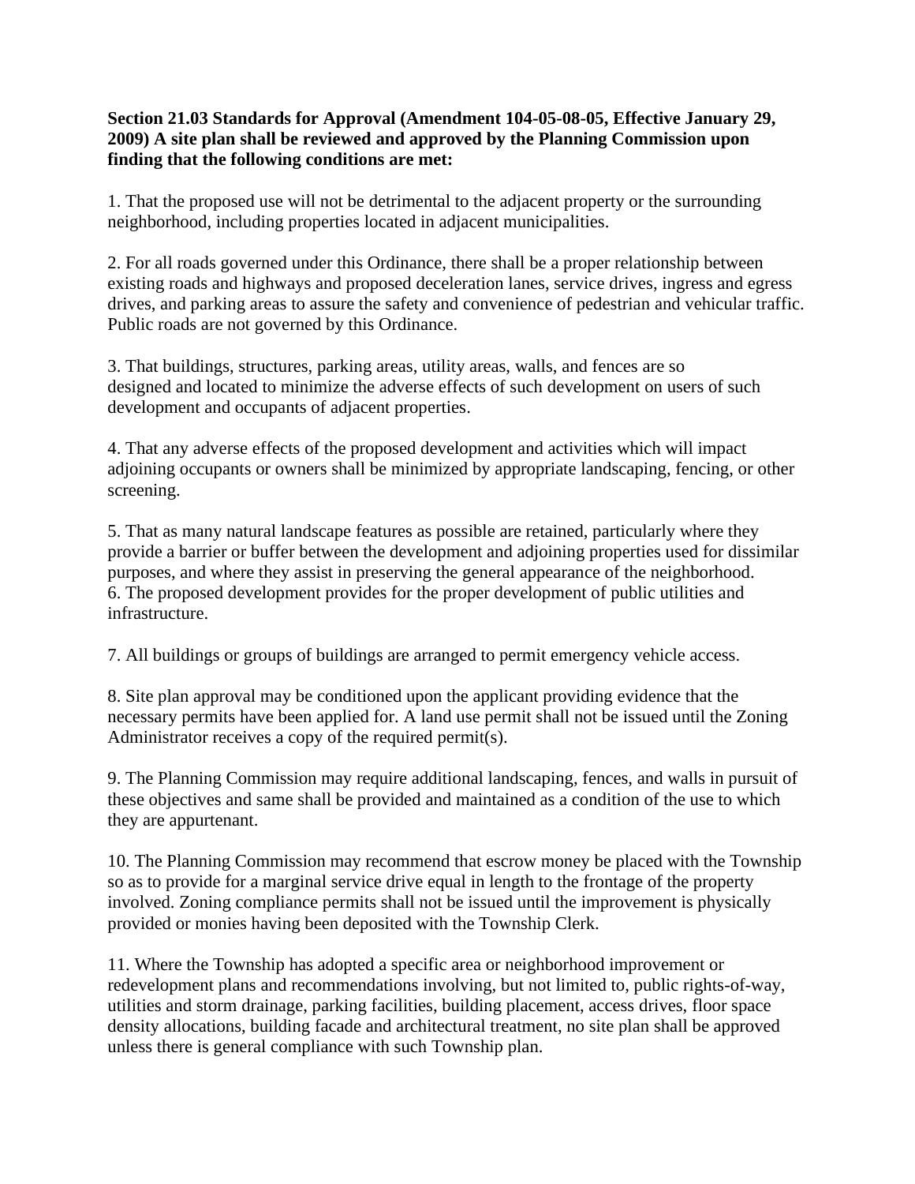**Section 21.03 Standards for Approval (Amendment 104-05-08-05, Effective January 29, 2009) A site plan shall be reviewed and approved by the Planning Commission upon finding that the following conditions are met:**

1. That the proposed use will not be detrimental to the adjacent property or the surrounding neighborhood, including properties located in adjacent municipalities.

2. For all roads governed under this Ordinance, there shall be a proper relationship between existing roads and highways and proposed deceleration lanes, service drives, ingress and egress drives, and parking areas to assure the safety and convenience of pedestrian and vehicular traffic. Public roads are not governed by this Ordinance.

3. That buildings, structures, parking areas, utility areas, walls, and fences are so designed and located to minimize the adverse effects of such development on users of such development and occupants of adjacent properties.

4. That any adverse effects of the proposed development and activities which will impact adjoining occupants or owners shall be minimized by appropriate landscaping, fencing, or other screening.

5. That as many natural landscape features as possible are retained, particularly where they provide a barrier or buffer between the development and adjoining properties used for dissimilar purposes, and where they assist in preserving the general appearance of the neighborhood.

6. The proposed development provides for the proper development of public utilities and infrastructure.

7. All buildings or groups of buildings are arranged to permit emergency vehicle access.

8. Site plan approval may be conditioned upon the applicant providing evidence that the necessary permits have been applied for. A land use permit shall not be issued until the Zoning Administrator receives a copy of the required permit(s).

9. The Planning Commission may require additional landscaping, fences, and walls in pursuit of these objectives and same shall be provided and maintained as a condition of the use to which they are appurtenant.

10. The Planning Commission may recommend that escrow money be placed with the Township so as to provide for a marginal service drive equal in length to the frontage of the property involved. Zoning compliance permits shall not be issued until the improvement is physically provided or monies having been deposited with the Township Clerk.

11. Where the Township has adopted a specific area or neighborhood improvement or redevelopment plans and recommendations involving, but not limited to, public rights-of-way, utilities and storm drainage, parking facilities, building placement, access drives, floor space density allocations, building facade and architectural treatment, no site plan shall be approved unless there is general compliance with such Township plan.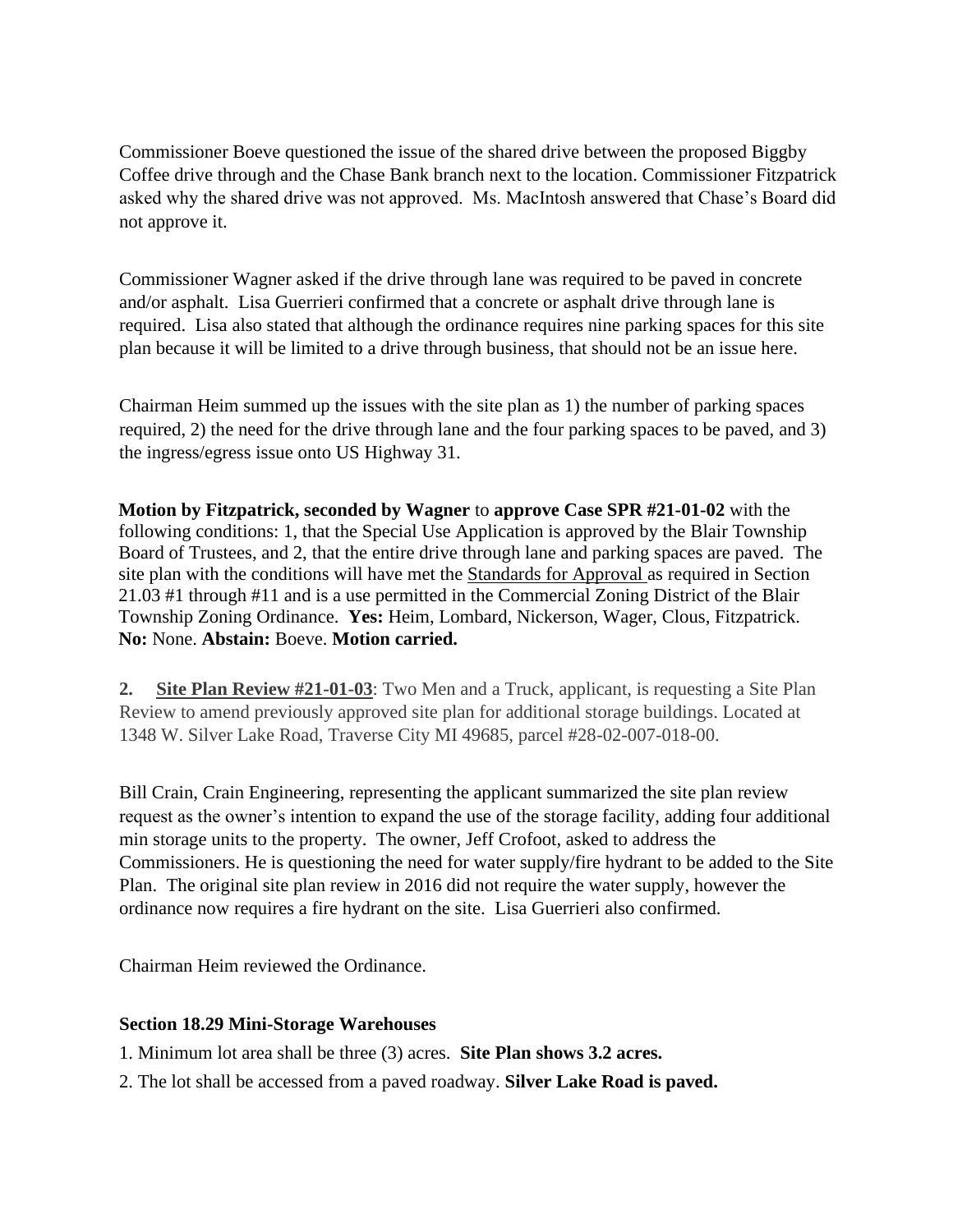Commissioner Boeve questioned the issue of the shared drive between the proposed Biggby Coffee drive through and the Chase Bank branch next to the location. Commissioner Fitzpatrick asked why the shared drive was not approved. Ms. MacIntosh answered that Chase's Board did not approve it.

Commissioner Wagner asked if the drive through lane was required to be paved in concrete and/or asphalt. Lisa Guerrieri confirmed that a concrete or asphalt drive through lane is required. Lisa also stated that although the ordinance requires nine parking spaces for this site plan because it will be limited to a drive through business, that should not be an issue here.

Chairman Heim summed up the issues with the site plan as 1) the number of parking spaces required, 2) the need for the drive through lane and the four parking spaces to be paved, and 3) the ingress/egress issue onto US Highway 31.

**Motion by Fitzpatrick, seconded by Wagner** to **approve Case SPR #21-01-02** with the following conditions: 1, that the Special Use Application is approved by the Blair Township Board of Trustees, and 2, that the entire drive through lane and parking spaces are paved. The site plan with the conditions will have met the Standards for Approval as required in Section 21.03 #1 through #11 and is a use permitted in the Commercial Zoning District of the Blair Township Zoning Ordinance. **Yes:** Heim, Lombard, Nickerson, Wager, Clous, Fitzpatrick. **No:** None. **Abstain:** Boeve. **Motion carried.**

**2. Site Plan Review #21-01-03**: Two Men and a Truck, applicant, is requesting a Site Plan Review to amend previously approved site plan for additional storage buildings. Located at 1348 W. Silver Lake Road, Traverse City MI 49685, parcel #28-02-007-018-00.

Bill Crain, Crain Engineering, representing the applicant summarized the site plan review request as the owner's intention to expand the use of the storage facility, adding four additional min storage units to the property. The owner, Jeff Crofoot, asked to address the Commissioners. He is questioning the need for water supply/fire hydrant to be added to the Site Plan. The original site plan review in 2016 did not require the water supply, however the ordinance now requires a fire hydrant on the site. Lisa Guerrieri also confirmed.

Chairman Heim reviewed the Ordinance.

**Section 18.29 Mini-Storage Warehouses**

1. Minimum lot area shall be three (3) acres. **Site Plan shows 3.2 acres.**
2. The lot shall be accessed from a paved roadway. **Silver Lake Road is paved.**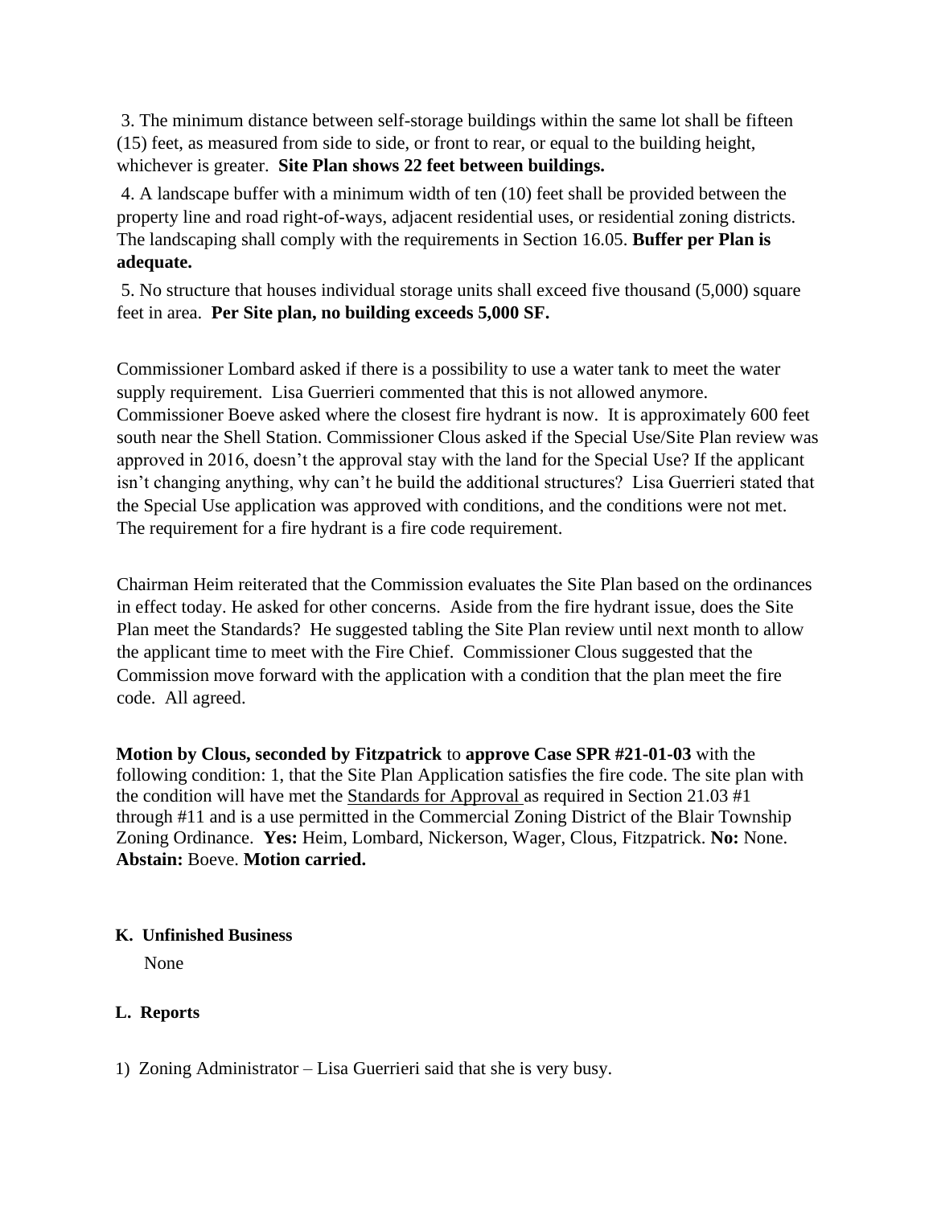3. The minimum distance between self-storage buildings within the same lot shall be fifteen (15) feet, as measured from side to side, or front to rear, or equal to the building height, whichever is greater. **Site Plan shows 22 feet between buildings.**

4. A landscape buffer with a minimum width of ten (10) feet shall be provided between the property line and road right-of-ways, adjacent residential uses, or residential zoning districts. The landscaping shall comply with the requirements in Section 16.05. **Buffer per Plan is adequate.**

5. No structure that houses individual storage units shall exceed five thousand (5,000) square feet in area. **Per Site plan, no building exceeds 5,000 SF.**

Commissioner Lombard asked if there is a possibility to use a water tank to meet the water supply requirement. Lisa Guerrieri commented that this is not allowed anymore. Commissioner Boeve asked where the closest fire hydrant is now. It is approximately 600 feet south near the Shell Station. Commissioner Clous asked if the Special Use/Site Plan review was approved in 2016, doesn't the approval stay with the land for the Special Use? If the applicant isn't changing anything, why can't he build the additional structures? Lisa Guerrieri stated that the Special Use application was approved with conditions, and the conditions were not met. The requirement for a fire hydrant is a fire code requirement.

Chairman Heim reiterated that the Commission evaluates the Site Plan based on the ordinances in effect today. He asked for other concerns. Aside from the fire hydrant issue, does the Site Plan meet the Standards? He suggested tabling the Site Plan review until next month to allow the applicant time to meet with the Fire Chief. Commissioner Clous suggested that the Commission move forward with the application with a condition that the plan meet the fire code. All agreed.

**Motion by Clous, seconded by Fitzpatrick** to **approve Case SPR #21-01-03** with the following condition: 1, that the Site Plan Application satisfies the fire code. The site plan with the condition will have met the Standards for Approval as required in Section 21.03 #1 through #11 and is a use permitted in the Commercial Zoning District of the Blair Township Zoning Ordinance. **Yes:** Heim, Lombard, Nickerson, Wager, Clous, Fitzpatrick. **No:** None. **Abstain:** Boeve. **Motion carried.**

**K. Unfinished Business**

None

**L. Reports**

1) Zoning Administrator – Lisa Guerrieri said that she is very busy.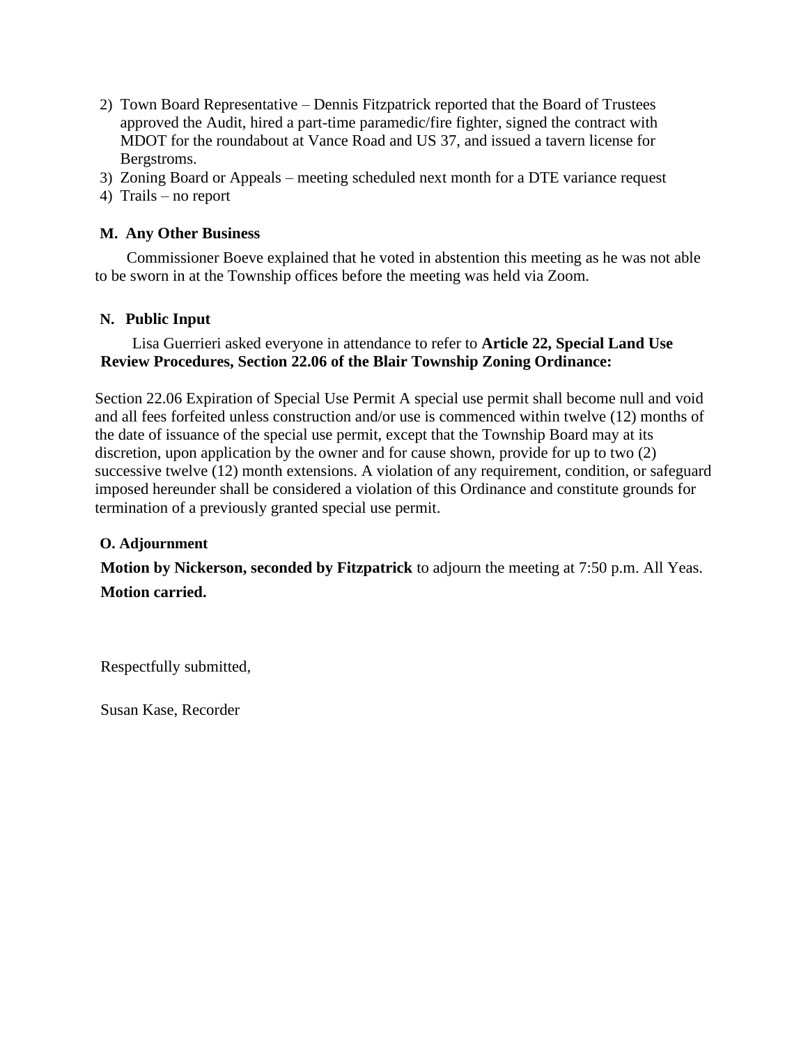2) Town Board Representative – Dennis Fitzpatrick reported that the Board of Trustees approved the Audit, hired a part-time paramedic/fire fighter, signed the contract with MDOT for the roundabout at Vance Road and US 37, and issued a tavern license for Bergstroms.
3) Zoning Board or Appeals – meeting scheduled next month for a DTE variance request
4) Trails – no report

**M. Any Other Business**

Commissioner Boeve explained that he voted in abstention this meeting as he was not able to be sworn in at the Township offices before the meeting was held via Zoom.

**N. Public Input**

Lisa Guerrieri asked everyone in attendance to refer to **Article 22, Special Land Use Review Procedures, Section 22.06 of the Blair Township Zoning Ordinance:**

Section 22.06 Expiration of Special Use Permit A special use permit shall become null and void and all fees forfeited unless construction and/or use is commenced within twelve (12) months of the date of issuance of the special use permit, except that the Township Board may at its discretion, upon application by the owner and for cause shown, provide for up to two (2) successive twelve (12) month extensions. A violation of any requirement, condition, or safeguard imposed hereunder shall be considered a violation of this Ordinance and constitute grounds for termination of a previously granted special use permit.

**O. Adjournment**

**Motion by Nickerson, seconded by Fitzpatrick** to adjourn the meeting at 7:50 p.m. All Yeas. **Motion carried.**

Respectfully submitted,

Susan Kase, Recorder